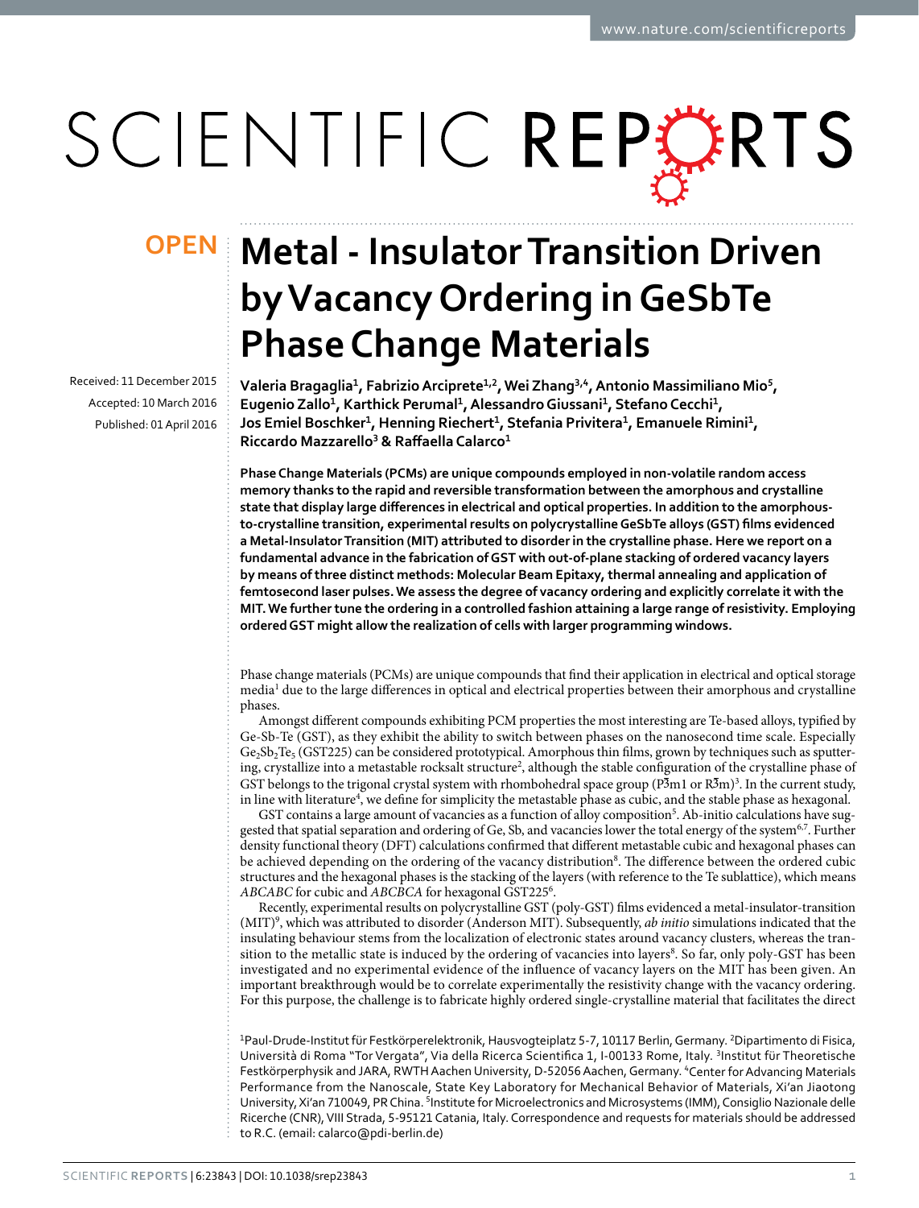OPEN

# Metal - Insulator Transition Driven by Vacancy Ordering in GeSbTe Phase Change Materials

Received: 11 December 2015

Accepted: 10 March 2016

Published: 01 April 2016

Valeria Bragaglia[1], Fabrizio Arciprete[1,2], Wei Zhang[3,4], Antonio Massimiliano Mio[5], Eugenio Zallo[1], Karthick Perumal[1], Alessandro Giussani[1], Stefano Cecchi[1], Jos Emiel Boschker[1], Henning Riechert[1], Stefania Privitera[1], Emanuele Rimini[1], Riccardo Mazzarello[3] & Raffaella Calarco[1]

**Phase Change Materials (PCMs) are unique compounds employed in non-volatile random access memory thanks to the rapid and reversible transformation between the amorphous and crystalline state that display large differences in electrical and optical properties. In addition to the amorphous-to-crystalline transition, experimental results on polycrystalline GeSbTe alloys (GST) films evidenced a Metal-Insulator Transition (MIT) attributed to disorder in the crystalline phase. Here we report on a fundamental advance in the fabrication of GST with out-of-plane stacking of ordered vacancy layers by means of three distinct methods: Molecular Beam Epitaxy, thermal annealing and application of femtosecond laser pulses. We assess the degree of vacancy ordering and explicitly correlate it with the MIT. We further tune the ordering in a controlled fashion attaining a large range of resistivity. Employing ordered GST might allow the realization of cells with larger programming windows.**

Phase change materials (PCMs) are unique compounds that find their application in electrical and optical storage media[1] due to the large differences in optical and electrical properties between their amorphous and crystalline phases.

Amongst different compounds exhibiting PCM properties the most interesting are Te-based alloys, typified by Ge-Sb-Te (GST), as they exhibit the ability to switch between phases on the nanosecond time scale. Especially $Ge_2Sb_2Te_5$ (GST225) can be considered prototypical. Amorphous thin films, grown by techniques such as sputtering, crystallize into a metastable rocksalt structure[2], although the stable configuration of the crystalline phase of GST belongs to the trigonal crystal system with rhombohedral space group ($P\bar{3}m1$ or $R\bar{3}m$)[3]. In the current study, in line with literature[4], we define for simplicity the metastable phase as cubic, and the stable phase as hexagonal.

GST contains a large amount of vacancies as a function of alloy composition[5]. Ab-initio calculations have suggested that spatial separation and ordering of Ge, Sb, and vacancies lower the total energy of the system[6,7]. Further density functional theory (DFT) calculations confirmed that different metastable cubic and hexagonal phases can be achieved depending on the ordering of the vacancy distribution[8]. The difference between the ordered cubic structures and the hexagonal phases is the stacking of the layers (with reference to the Te sublattice), which means *ABCABC* for cubic and *ABCBCA* for hexagonal GST225[6].

Recently, experimental results on polycrystalline GST (poly-GST) films evidenced a metal-insulator-transition (MIT)[9], which was attributed to disorder (Anderson MIT). Subsequently, *ab initio* simulations indicated that the insulating behaviour stems from the localization of electronic states around vacancy clusters, whereas the transition to the metallic state is induced by the ordering of vacancies into layers[8]. So far, only poly-GST has been investigated and no experimental evidence of the influence of vacancy layers on the MIT has been given. An important breakthrough would be to correlate experimentally the resistivity change with the vacancy ordering. For this purpose, the challenge is to fabricate highly ordered single-crystalline material that facilitates the direct

[1]Paul-Drude-Institut für Festkörperelektronik, Hausvogteiplatz 5-7, 10117 Berlin, Germany. [2]Dipartimento di Fisica, Università di Roma "Tor Vergata", Via della Ricerca Scientifica 1, I-00133 Rome, Italy. [3]Institut für Theoretische Festkörperphysik and JARA, RWTH Aachen University, D-52056 Aachen, Germany. [4]Center for Advancing Materials Performance from the Nanoscale, State Key Laboratory for Mechanical Behavior of Materials, Xi'an Jiaotong University, Xi'an 710049, PR China. [5]Institute for Microelectronics and Microsystems (IMM), Consiglio Nazionale delle Ricerche (CNR), VIII Strada, 5-95121 Catania, Italy. Correspondence and requests for materials should be addressed to R.C. (email: calarco@pdi-berlin.de)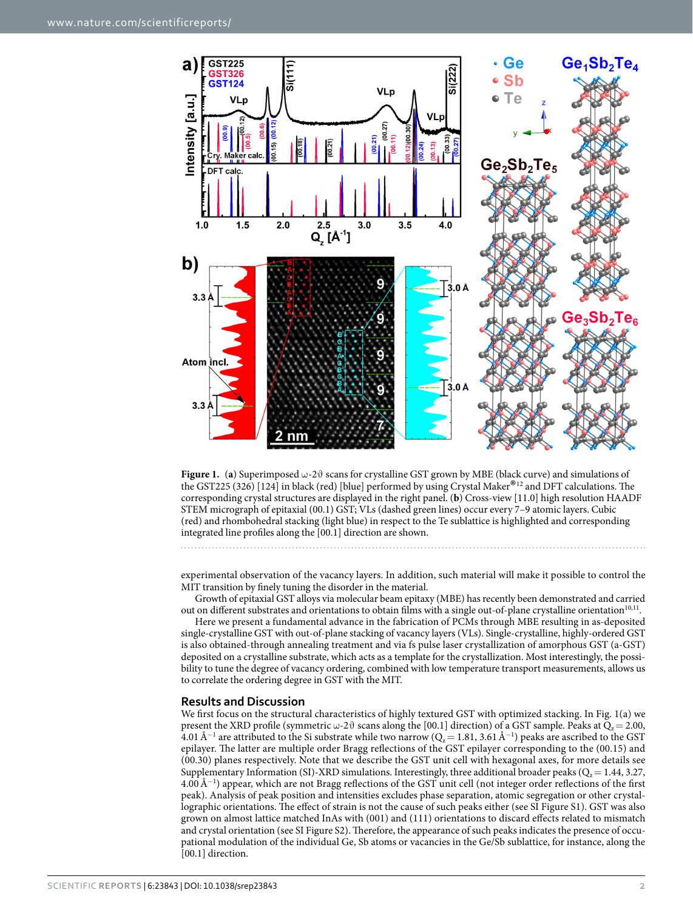**Figure 1.** (**a**) Superimposed ω-2ϑ scans for crystalline GST grown by MBE (black curve) and simulations of the GST225 (326) [124] in black (red) [blue] performed by using Crystal Maker®[12] and DFT calculations. The corresponding crystal structures are displayed in the right panel. (**b**) Cross-view [11.0] high resolution HAADF STEM micrograph of epitaxial (00.1) GST; VLs (dashed green lines) occur every 7–9 atomic layers. Cubic (red) and rhombohedral stacking (light blue) in respect to the Te sublattice is highlighted and corresponding integrated line profiles along the [00.1] direction are shown.

experimental observation of the vacancy layers. In addition, such material will make it possible to control the MIT transition by finely tuning the disorder in the material.

Growth of epitaxial GST alloys via molecular beam epitaxy (MBE) has recently been demonstrated and carried out on different substrates and orientations to obtain films with a single out-of-plane crystalline orientation[10,11].

Here we present a fundamental advance in the fabrication of PCMs through MBE resulting in as-deposited single-crystalline GST with out-of-plane stacking of vacancy layers (VLs). Single-crystalline, highly-ordered GST is also obtained-through annealing treatment and via fs pulse laser crystallization of amorphous GST (a-GST) deposited on a crystalline substrate, which acts as a template for the crystallization. Most interestingly, the possibility to tune the degree of vacancy ordering, combined with low temperature transport measurements, allows us to correlate the ordering degree in GST with the MIT.

## Results and Discussion

We first focus on the structural characteristics of highly textured GST with optimized stacking. In Fig. 1(a) we present the XRD profile (symmetric ω-2ϑ scans along the [00.1] direction) of a GST sample. Peaks at $Q_z = 2.00$, 4.01 Å$^{-1}$ are attributed to the Si substrate while two narrow ($Q_z = 1.81$, 3.61 Å$^{-1}$) peaks are ascribed to the GST epilayer. The latter are multiple order Bragg reflections of the GST epilayer corresponding to the (00.15) and (00.30) planes respectively. Note that we describe the GST unit cell with hexagonal axes, for more details see Supplementary Information (SI)-XRD simulations. Interestingly, three additional broader peaks ($Q_z = 1.44$, 3.27, 4.00 Å$^{-1}$) appear, which are not Bragg reflections of the GST unit cell (not integer order reflections of the first peak). Analysis of peak position and intensities excludes phase separation, atomic segregation or other crystallographic orientations. The effect of strain is not the cause of such peaks either (see SI Figure S1). GST was also grown on almost lattice matched InAs with (001) and (111) orientations to discard effects related to mismatch and crystal orientation (see SI Figure S2). Therefore, the appearance of such peaks indicates the presence of occupational modulation of the individual Ge, Sb atoms or vacancies in the Ge/Sb sublattice, for instance, along the [00.1] direction.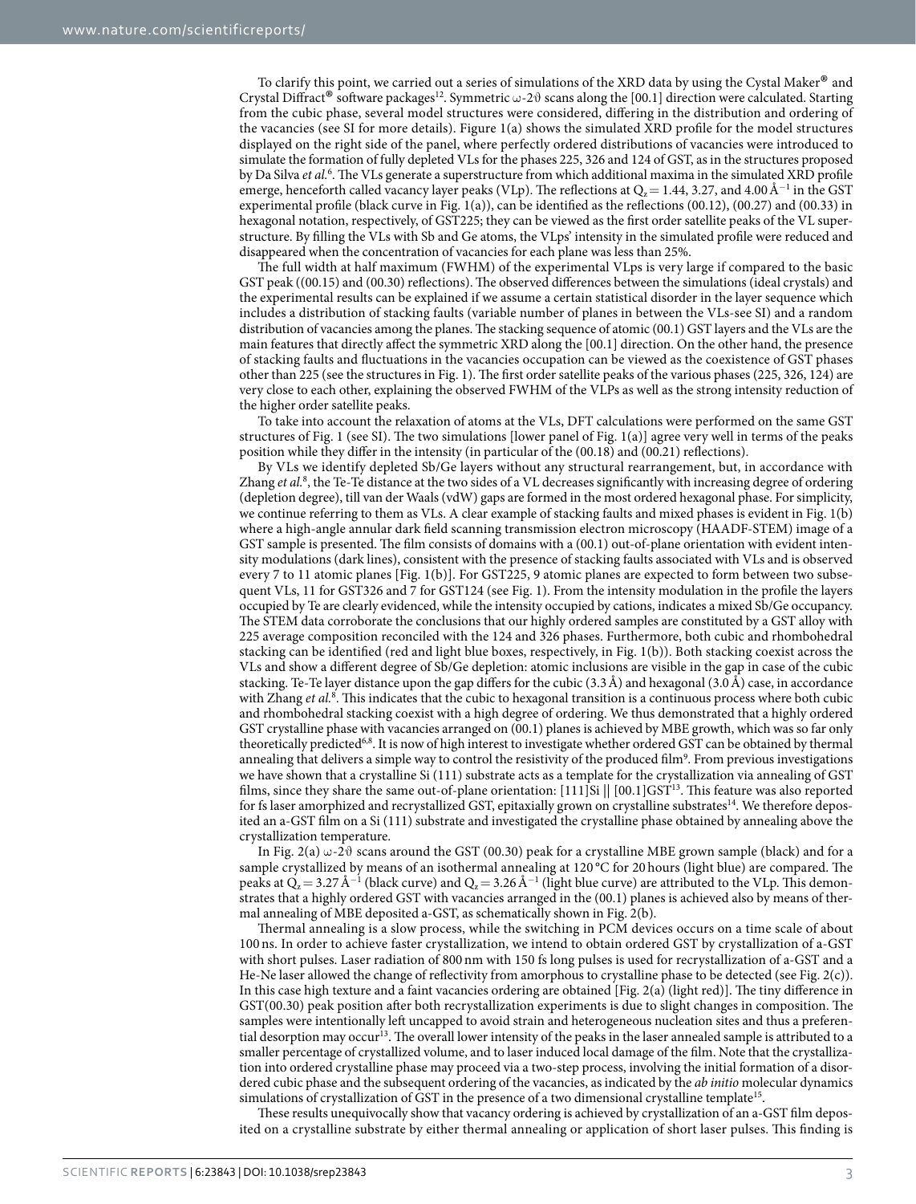To clarify this point, we carried out a series of simulations of the XRD data by using the Cystal Maker® and Crystal Diffract® software packages[12]. Symmetric ω-2ϑ scans along the [00.1] direction were calculated. Starting from the cubic phase, several model structures were considered, differing in the distribution and ordering of the vacancies (see SI for more details). Figure 1(a) shows the simulated XRD profile for the model structures displayed on the right side of the panel, where perfectly ordered distributions of vacancies were introduced to simulate the formation of fully depleted VLs for the phases 225, 326 and 124 of GST, as in the structures proposed by Da Silva *et al.*[6]. The VLs generate a superstructure from which additional maxima in the simulated XRD profile emerge, henceforth called vacancy layer peaks (VLp). The reflections at $Q_z = 1.44$, 3.27, and 4.00 Å$^{-1}$ in the GST experimental profile (black curve in Fig. 1(a)), can be identified as the reflections (00.12), (00.27) and (00.33) in hexagonal notation, respectively, of GST225; they can be viewed as the first order satellite peaks of the VL superstructure. By filling the VLs with Sb and Ge atoms, the VLps' intensity in the simulated profile were reduced and disappeared when the concentration of vacancies for each plane was less than 25%.

The full width at half maximum (FWHM) of the experimental VLps is very large if compared to the basic GST peak ((00.15) and (00.30) reflections). The observed differences between the simulations (ideal crystals) and the experimental results can be explained if we assume a certain statistical disorder in the layer sequence which includes a distribution of stacking faults (variable number of planes in between the VLs-see SI) and a random distribution of vacancies among the planes. The stacking sequence of atomic (00.1) GST layers and the VLs are the main features that directly affect the symmetric XRD along the [00.1] direction. On the other hand, the presence of stacking faults and fluctuations in the vacancies occupation can be viewed as the coexistence of GST phases other than 225 (see the structures in Fig. 1). The first order satellite peaks of the various phases (225, 326, 124) are very close to each other, explaining the observed FWHM of the VLPs as well as the strong intensity reduction of the higher order satellite peaks.

To take into account the relaxation of atoms at the VLs, DFT calculations were performed on the same GST structures of Fig. 1 (see SI). The two simulations [lower panel of Fig. 1(a)] agree very well in terms of the peaks position while they differ in the intensity (in particular of the (00.18) and (00.21) reflections).

By VLs we identify depleted Sb/Ge layers without any structural rearrangement, but, in accordance with Zhang *et al.*[8], the Te-Te distance at the two sides of a VL decreases significantly with increasing degree of ordering (depletion degree), till van der Waals (vdW) gaps are formed in the most ordered hexagonal phase. For simplicity, we continue referring to them as VLs. A clear example of stacking faults and mixed phases is evident in Fig. 1(b) where a high-angle annular dark field scanning transmission electron microscopy (HAADF-STEM) image of a GST sample is presented. The film consists of domains with a (00.1) out-of-plane orientation with evident intensity modulations (dark lines), consistent with the presence of stacking faults associated with VLs and is observed every 7 to 11 atomic planes [Fig. 1(b)]. For GST225, 9 atomic planes are expected to form between two subsequent VLs, 11 for GST326 and 7 for GST124 (see Fig. 1). From the intensity modulation in the profile the layers occupied by Te are clearly evidenced, while the intensity occupied by cations, indicates a mixed Sb/Ge occupancy. The STEM data corroborate the conclusions that our highly ordered samples are constituted by a GST alloy with 225 average composition reconciled with the 124 and 326 phases. Furthermore, both cubic and rhombohedral stacking can be identified (red and light blue boxes, respectively, in Fig. 1(b)). Both stacking coexist across the VLs and show a different degree of Sb/Ge depletion: atomic inclusions are visible in the gap in case of the cubic stacking. Te-Te layer distance upon the gap differs for the cubic (3.3 Å) and hexagonal (3.0 Å) case, in accordance with Zhang *et al.*[8]. This indicates that the cubic to hexagonal transition is a continuous process where both cubic and rhombohedral stacking coexist with a high degree of ordering. We thus demonstrated that a highly ordered GST crystalline phase with vacancies arranged on (00.1) planes is achieved by MBE growth, which was so far only theoretically predicted[6,8]. It is now of high interest to investigate whether ordered GST can be obtained by thermal annealing that delivers a simple way to control the resistivity of the produced film[9]. From previous investigations we have shown that a crystalline Si (111) substrate acts as a template for the crystallization via annealing of GST films, since they share the same out-of-plane orientation: [111]Si || [00.1]GST[13]. This feature was also reported for fs laser amorphized and recrystallized GST, epitaxially grown on crystalline substrates[14]. We therefore deposited an a-GST film on a Si (111) substrate and investigated the crystalline phase obtained by annealing above the crystallization temperature.

In Fig. 2(a) ω-2ϑ scans around the GST (00.30) peak for a crystalline MBE grown sample (black) and for a sample crystallized by means of an isothermal annealing at 120 °C for 20 hours (light blue) are compared. The peaks at $Q_z = 3.27$ Å$^{-1}$ (black curve) and $Q_z = 3.26$ Å$^{-1}$ (light blue curve) are attributed to the VLp. This demonstrates that a highly ordered GST with vacancies arranged in the (00.1) planes is achieved also by means of thermal annealing of MBE deposited a-GST, as schematically shown in Fig. 2(b).

Thermal annealing is a slow process, while the switching in PCM devices occurs on a time scale of about 100 ns. In order to achieve faster crystallization, we intend to obtain ordered GST by crystallization of a-GST with short pulses. Laser radiation of 800 nm with 150 fs long pulses is used for recrystallization of a-GST and a He-Ne laser allowed the change of reflectivity from amorphous to crystalline phase to be detected (see Fig. 2(c)). In this case high texture and a faint vacancies ordering are obtained [Fig. 2(a) (light red)]. The tiny difference in GST(00.30) peak position after both recrystallization experiments is due to slight changes in composition. The samples were intentionally left uncapped to avoid strain and heterogeneous nucleation sites and thus a preferential desorption may occur[13]. The overall lower intensity of the peaks in the laser annealed sample is attributed to a smaller percentage of crystallized volume, and to laser induced local damage of the film. Note that the crystallization into ordered crystalline phase may proceed via a two-step process, involving the initial formation of a disordered cubic phase and the subsequent ordering of the vacancies, as indicated by the *ab initio* molecular dynamics simulations of crystallization of GST in the presence of a two dimensional crystalline template[15].

These results unequivocally show that vacancy ordering is achieved by crystallization of an a-GST film deposited on a crystalline substrate by either thermal annealing or application of short laser pulses. This finding is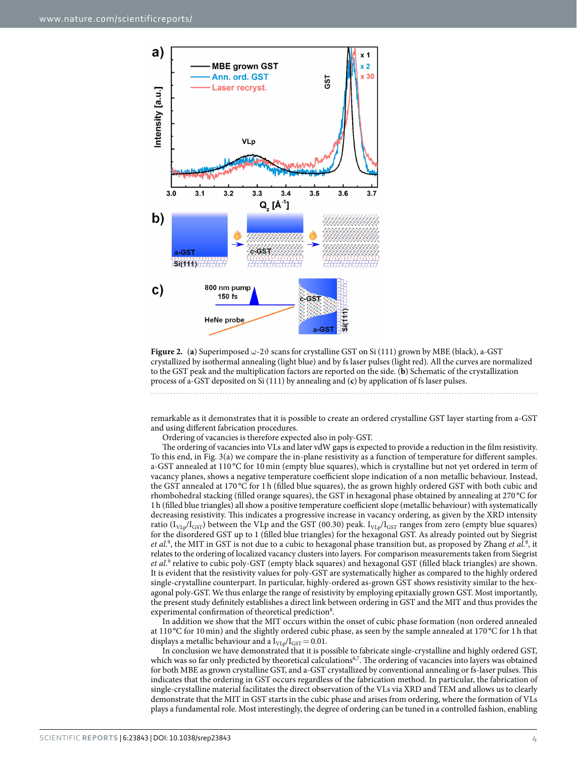**Figure 2.** (**a**) Superimposed ω-2ϑ scans for crystalline GST on Si (111) grown by MBE (black), a-GST crystallized by isothermal annealing (light blue) and by fs laser pulses (light red). All the curves are normalized to the GST peak and the multiplication factors are reported on the side. (**b**) Schematic of the crystallization process of a-GST deposited on Si (111) by annealing and (**c**) by application of fs laser pulses.

remarkable as it demonstrates that it is possible to create an ordered crystalline GST layer starting from a-GST and using different fabrication procedures.

Ordering of vacancies is therefore expected also in poly-GST.

The ordering of vacancies into VLs and later vdW gaps is expected to provide a reduction in the film resistivity. To this end, in Fig. 3(a) we compare the in-plane resistivity as a function of temperature for different samples. a-GST annealed at 110 °C for 10 min (empty blue squares), which is crystalline but not yet ordered in term of vacancy planes, shows a negative temperature coefficient slope indication of a non metallic behaviour. Instead, the GST annealed at 170 °C for 1 h (filled blue squares), the as grown highly ordered GST with both cubic and rhombohedral stacking (filled orange squares), the GST in hexagonal phase obtained by annealing at 270 °C for 1 h (filled blue triangles) all show a positive temperature coefficient slope (metallic behaviour) with systematically decreasing resistivity. This indicates a progressive increase in vacancy ordering, as given by the XRD intensity ratio ($I_{VLp}/I_{GST}$) between the VLp and the GST (00.30) peak. $I_{VLp}/I_{GST}$ ranges from zero (empty blue squares) for the disordered GST up to 1 (filled blue triangles) for the hexagonal GST. As already pointed out by Siegrist *et al.*[9], the MIT in GST is not due to a cubic to hexagonal phase transition but, as proposed by Zhang *et al.*[8], it relates to the ordering of localized vacancy clusters into layers. For comparison resistivity measurements taken from Siegrist *et al.*[9] relative to cubic poly-GST (empty black squares) and hexagonal GST (filled black triangles) are shown. It is evident that the resistivity values for poly-GST are systematically higher as compared to the highly ordered single-crystalline counterpart. In particular, highly-ordered as-grown GST shows resistivity similar to the hexagonal poly-GST. We thus enlarge the range of resistivity by employing epitaxially grown GST. Most importantly, the present study definitely establishes a direct link between ordering in GST and the MIT and thus provides the experimental confirmation of theoretical prediction[8].

In addition we show that the MIT occurs within the onset of cubic phase formation (non ordered annealed at 110 °C for 10 min) and the slightly ordered cubic phase, as seen by the sample annealed at 170 °C for 1 h that displays a metallic behaviour and a $I_{VLp}/I_{GST} = 0.01$.

In conclusion we have demonstrated that it is possible to fabricate single-crystalline and highly ordered GST, which was so far only predicted by theoretical calculations[6,7]. The ordering of vacancies into layers was obtained for both MBE as grown crystalline GST, and a-GST crystallized by conventional annealing or fs-laser pulses. This indicates that the ordering in GST occurs regardless of the fabrication method. In particular, the fabrication of single-crystalline material facilitates the direct observation of the VLs via XRD and TEM and allows us to clearly demonstrate that the MIT in GST starts in the cubic phase and arises from ordering, where the formation of VLs plays a fundamental role. Most interestingly, the degree of ordering can be tuned in a controlled fashion, enabling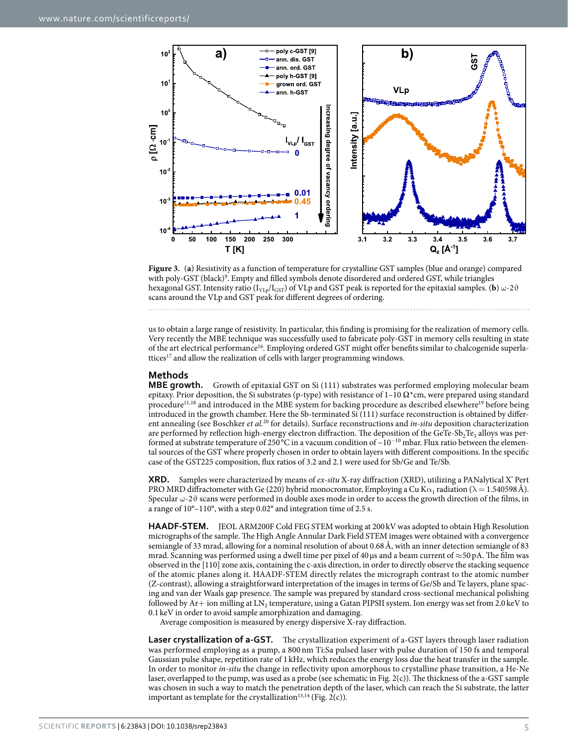**Figure 3.** (**a**) Resistivity as a function of temperature for crystalline GST samples (blue and orange) compared with poly-GST (black)[9]. Empty and filled symbols denote disordered and ordered GST, while triangles hexagonal GST. Intensity ratio ($I_{VLp}/I_{GST}$) of VLp and GST peak is reported for the epitaxial samples. (**b**) ω-2ϑ scans around the VLp and GST peak for different degrees of ordering.

us to obtain a large range of resistivity. In particular, this finding is promising for the realization of memory cells. Very recently the MBE technique was successfully used to fabricate poly-GST in memory cells resulting in state of the art electrical performance[16]. Employing ordered GST might offer benefits similar to chalcogenide superlattices[17] and allow the realization of cells with larger programming windows.

## Methods

**MBE growth.** Growth of epitaxial GST on Si (111) substrates was performed employing molecular beam epitaxy. Prior deposition, the Si substrates (p-type) with resistance of 1–10 Ω*cm, were prepared using standard procedure[11,18] and introduced in the MBE system for backing procedure as described elsewhere[19] before being introduced in the growth chamber. Here the Sb-terminated Si (111) surface reconstruction is obtained by different annealing (see Boschker *et al.*[20] for details). Surface reconstructions and *in-situ* deposition characterization are performed by reflection high-energy electron diffraction. The deposition of the GeTe-$Sb_2Te_3$ alloys was performed at substrate temperature of 250 °C in a vacuum condition of ~$10^{-10}$ mbar. Flux ratio between the elemental sources of the GST where properly chosen in order to obtain layers with different compositions. In the specific case of the GST225 composition, flux ratios of 3.2 and 2.1 were used for Sb/Ge and Te/Sb.

**XRD.** Samples were characterized by means of *ex-situ* X-ray diffraction (XRD), utilizing a PANalytical X' Pert PRO MRD diffractometer with Ge (220) hybrid monocromator, Employing a Cu $K\alpha_1$ radiation (λ = 1.540598 Å). Specular ω-2ϑ scans were performed in double axes mode in order to access the growth direction of the films, in a range of 10°–110°, with a step 0.02° and integration time of 2.5 s.

**HAADF-STEM.** JEOL ARM200F Cold FEG STEM working at 200 kV was adopted to obtain High Resolution micrographs of the sample. The High Angle Annular Dark Field STEM images were obtained with a convergence semiangle of 33 mrad, allowing for a nominal resolution of about 0.68 Å, with an inner detection semiangle of 83 mrad. Scanning was performed using a dwell time per pixel of 40 μs and a beam current of ≈50 pA. The film was observed in the [110] zone axis, containing the c-axis direction, in order to directly observe the stacking sequence of the atomic planes along it. HAADF-STEM directly relates the micrograph contrast to the atomic number (Z-contrast), allowing a straightforward interpretation of the images in terms of Ge/Sb and Te layers, plane spacing and van der Waals gap presence. The sample was prepared by standard cross-sectional mechanical polishing followed by Ar+ ion milling at $LN_2$ temperature, using a Gatan PIPSII system. Ion energy was set from 2.0 keV to 0.1 keV in order to avoid sample amorphization and damaging.

Average composition is measured by energy dispersive X-ray diffraction.

**Laser crystallization of a-GST.** The crystallization experiment of a-GST layers through laser radiation was performed employing as a pump, a 800 nm Ti:Sa pulsed laser with pulse duration of 150 fs and temporal Gaussian pulse shape, repetition rate of 1 kHz, which reduces the energy loss due the heat transfer in the sample. In order to monitor *in-situ* the change in reflectivity upon amorphous to crystalline phase transition, a He-Ne laser, overlapped to the pump, was used as a probe (see schematic in Fig. 2(c)). The thickness of the a-GST sample was chosen in such a way to match the penetration depth of the laser, which can reach the Si substrate, the latter important as template for the crystallization[13,14] (Fig. 2(c)).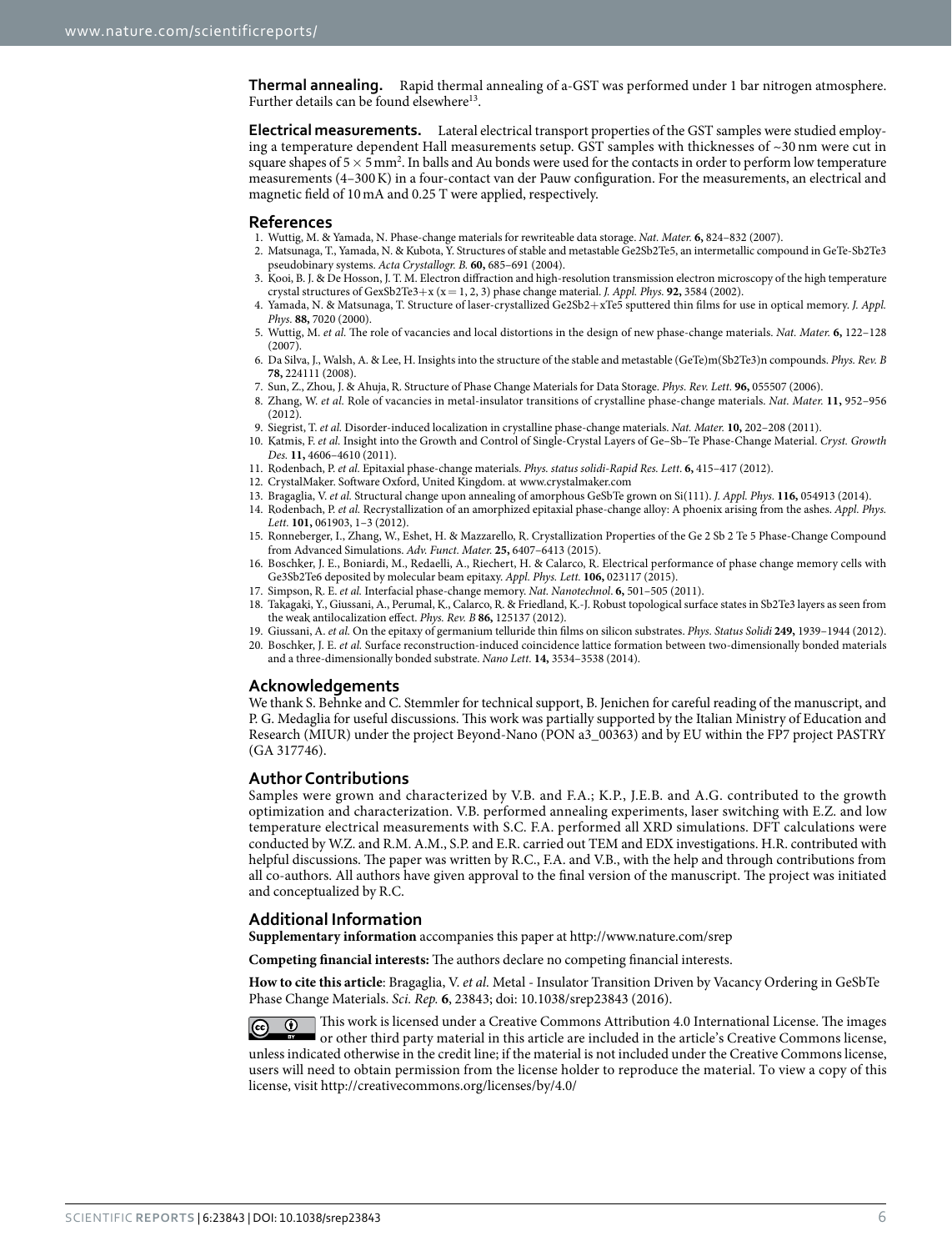**Thermal annealing.** Rapid thermal annealing of a-GST was performed under 1 bar nitrogen atmosphere. Further details can be found elsewhere[13].

**Electrical measurements.** Lateral electrical transport properties of the GST samples were studied employing a temperature dependent Hall measurements setup. GST samples with thicknesses of ~30 nm were cut in square shapes of $5 \times 5\,\text{mm}^2$. In balls and Au bonds were used for the contacts in order to perform low temperature measurements (4–300 K) in a four-contact van der Pauw configuration. For the measurements, an electrical and magnetic field of 10 mA and 0.25 T were applied, respectively.

## References

1. Wuttig, M. & Yamada, N. Phase-change materials for rewriteable data storage. *Nat. Mater.* **6,** 824–832 (2007).
2. Matsunaga, T., Yamada, N. & Kubota, Y. Structures of stable and metastable Ge2Sb2Te5, an intermetallic compound in GeTe-Sb2Te3 pseudobinary systems. *Acta Crystallogr. B.* **60,** 685–691 (2004).
3. Kooi, B. J. & De Hosson, J. T. M. Electron diffraction and high-resolution transmission electron microscopy of the high temperature crystal structures of GexSb2Te3+x (x = 1, 2, 3) phase change material. *J. Appl. Phys.* **92,** 3584 (2002).
4. Yamada, N. & Matsunaga, T. Structure of laser-crystallized Ge2Sb2+xTe5 sputtered thin films for use in optical memory. *J. Appl. Phys.* **88,** 7020 (2000).
5. Wuttig, M. *et al.* The role of vacancies and local distortions in the design of new phase-change materials. *Nat. Mater.* **6,** 122–128 (2007).
6. Da Silva, J., Walsh, A. & Lee, H. Insights into the structure of the stable and metastable (GeTe)m(Sb2Te3)n compounds. *Phys. Rev. B* **78,** 224111 (2008).
7. Sun, Z., Zhou, J. & Ahuja, R. Structure of Phase Change Materials for Data Storage. *Phys. Rev. Lett.* **96,** 055507 (2006).
8. Zhang, W. *et al.* Role of vacancies in metal-insulator transitions of crystalline phase-change materials. *Nat. Mater.* **11,** 952–956 (2012).
9. Siegrist, T. *et al.* Disorder-induced localization in crystalline phase-change materials. *Nat. Mater.* **10,** 202–208 (2011).
10. Katmis, F. *et al.* Insight into the Growth and Control of Single-Crystal Layers of Ge–Sb–Te Phase-Change Material. *Cryst. Growth Des.* **11,** 4606–4610 (2011).
11. Rodenbach, P. *et al.* Epitaxial phase-change materials. *Phys. status solidi-Rapid Res. Lett.* **6,** 415–417 (2012).
12. CrystalMaker. Software Oxford, United Kingdom. at www.crystalmaker.com
13. Bragaglia, V. *et al.* Structural change upon annealing of amorphous GeSbTe grown on Si(111). *J. Appl. Phys.* **116,** 054913 (2014).
14. Rodenbach, P. *et al.* Recrystallization of an amorphized epitaxial phase-change alloy: A phoenix arising from the ashes. *Appl. Phys. Lett.* **101,** 061903, 1–3 (2012).
15. Ronneberger, I., Zhang, W., Eshet, H. & Mazzarello, R. Crystallization Properties of the Ge 2 Sb 2 Te 5 Phase-Change Compound from Advanced Simulations. *Adv. Funct. Mater.* **25,** 6407–6413 (2015).
16. Boschker, J. E., Boniardi, M., Redaelli, A., Riechert, H. & Calarco, R. Electrical performance of phase change memory cells with Ge3Sb2Te6 deposited by molecular beam epitaxy. *Appl. Phys. Lett.* **106,** 023117 (2015).
17. Simpson, R. E. *et al.* Interfacial phase-change memory. *Nat. Nanotechnol.* **6,** 501–505 (2011).
18. Takagaki, Y., Giussani, A., Perumal, K., Calarco, R. & Friedland, K.-J. Robust topological surface states in Sb2Te3 layers as seen from the weak antilocalization effect. *Phys. Rev. B* **86,** 125137 (2012).
19. Giussani, A. *et al.* On the epitaxy of germanium telluride thin films on silicon substrates. *Phys. Status Solidi* **249,** 1939–1944 (2012).
20. Boschker, J. E. *et al.* Surface reconstruction-induced coincidence lattice formation between two-dimensionally bonded materials and a three-dimensionally bonded substrate. *Nano Lett.* **14,** 3534–3538 (2014).

## Acknowledgements

We thank S. Behnke and C. Stemmler for technical support, B. Jenichen for careful reading of the manuscript, and P. G. Medaglia for useful discussions. This work was partially supported by the Italian Ministry of Education and Research (MIUR) under the project Beyond-Nano (PON a3_00363) and by EU within the FP7 project PASTRY (GA 317746).

## Author Contributions

Samples were grown and characterized by V.B. and F.A.; K.P., J.E.B. and A.G. contributed to the growth optimization and characterization. V.B. performed annealing experiments, laser switching with E.Z. and low temperature electrical measurements with S.C. F.A. performed all XRD simulations. DFT calculations were conducted by W.Z. and R.M. A.M., S.P. and E.R. carried out TEM and EDX investigations. H.R. contributed with helpful discussions. The paper was written by R.C., F.A. and V.B., with the help and through contributions from all co-authors. All authors have given approval to the final version of the manuscript. The project was initiated and conceptualized by R.C.

## Additional Information

**Supplementary information** accompanies this paper at http://www.nature.com/srep

**Competing financial interests:** The authors declare no competing financial interests.

**How to cite this article**: Bragaglia, V. *et al.* Metal - Insulator Transition Driven by Vacancy Ordering in GeSbTe Phase Change Materials. *Sci. Rep.* **6**, 23843; doi: 10.1038/srep23843 (2016).

This work is licensed under a Creative Commons Attribution 4.0 International License. The images or other third party material in this article are included in the article's Creative Commons license, unless indicated otherwise in the credit line; if the material is not included under the Creative Commons license, users will need to obtain permission from the license holder to reproduce the material. To view a copy of this license, visit http://creativecommons.org/licenses/by/4.0/